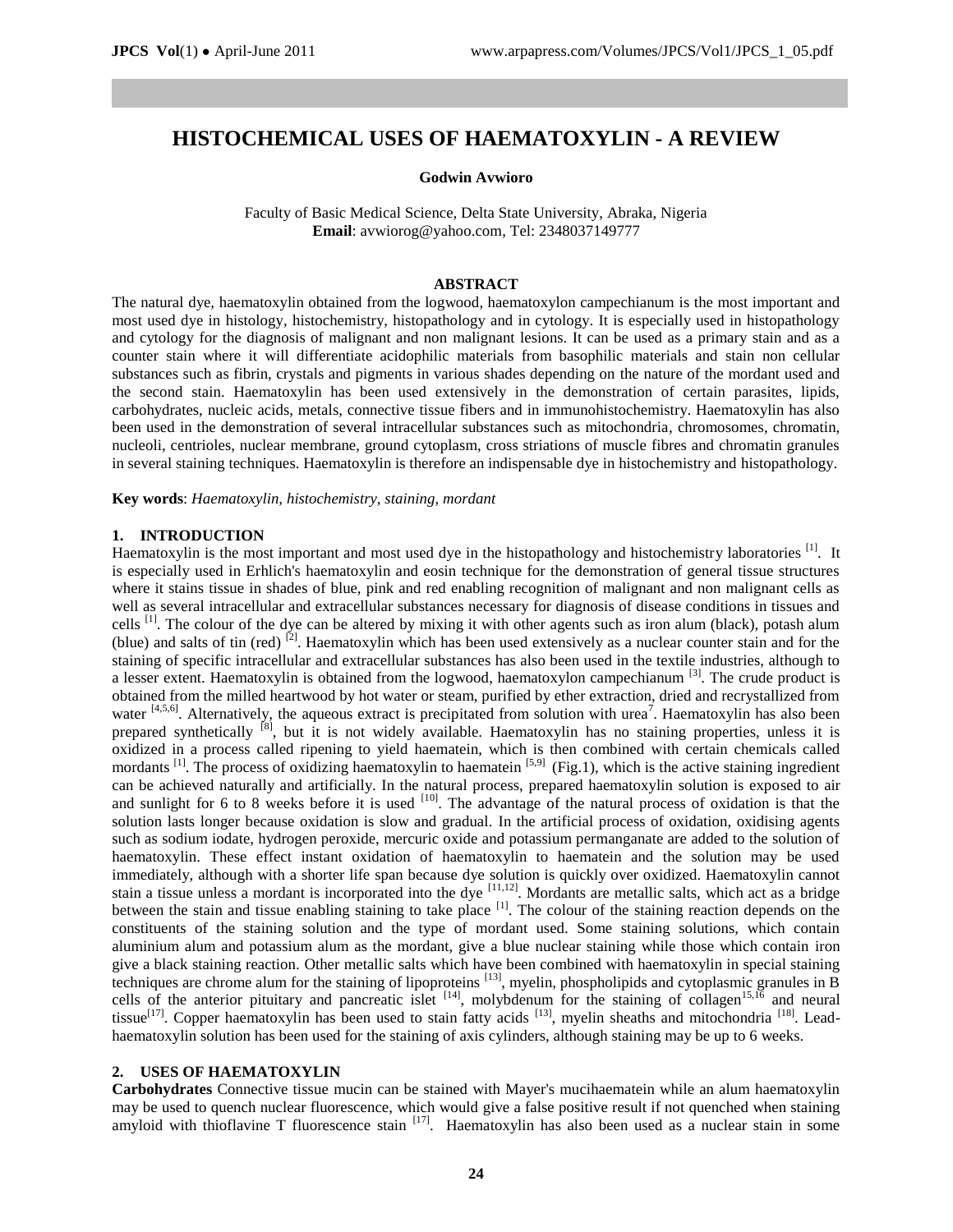# HISTOCHEMICAL USES OF HAEMATOXYLIN - A REVIEW

**Godwin Avwioro**

Faculty of Basic Medical Science, Delta State University, Abraka, Nigeria
**Email**: avwiorog@yahoo.com, Tel: 2348037149777

## ABSTRACT

The natural dye, haematoxylin obtained from the logwood, haematoxylon campechianum is the most important and most used dye in histology, histochemistry, histopathology and in cytology. It is especially used in histopathology and cytology for the diagnosis of malignant and non malignant lesions. It can be used as a primary stain and as a counter stain where it will differentiate acidophilic materials from basophilic materials and stain non cellular substances such as fibrin, crystals and pigments in various shades depending on the nature of the mordant used and the second stain. Haematoxylin has been used extensively in the demonstration of certain parasites, lipids, carbohydrates, nucleic acids, metals, connective tissue fibers and in immunohistochemistry. Haematoxylin has also been used in the demonstration of several intracellular substances such as mitochondria, chromosomes, chromatin, nucleoli, centrioles, nuclear membrane, ground cytoplasm, cross striations of muscle fibres and chromatin granules in several staining techniques. Haematoxylin is therefore an indispensable dye in histochemistry and histopathology.

**Key words**: *Haematoxylin, histochemistry, staining, mordant*

## 1. INTRODUCTION

Haematoxylin is the most important and most used dye in the histopathology and histochemistry laboratories [1]. It is especially used in Erhlich's haematoxylin and eosin technique for the demonstration of general tissue structures where it stains tissue in shades of blue, pink and red enabling recognition of malignant and non malignant cells as well as several intracellular and extracellular substances necessary for diagnosis of disease conditions in tissues and cells [1]. The colour of the dye can be altered by mixing it with other agents such as iron alum (black), potash alum (blue) and salts of tin (red) [2]. Haematoxylin which has been used extensively as a nuclear counter stain and for the staining of specific intracellular and extracellular substances has also been used in the textile industries, although to a lesser extent. Haematoxylin is obtained from the logwood, haematoxylon campechianum [3]. The crude product is obtained from the milled heartwood by hot water or steam, purified by ether extraction, dried and recrystallized from water [4,5,6]. Alternatively, the aqueous extract is precipitated from solution with urea[7]. Haematoxylin has also been prepared synthetically [8], but it is not widely available. Haematoxylin has no staining properties, unless it is oxidized in a process called ripening to yield haematein, which is then combined with certain chemicals called mordants [1]. The process of oxidizing haematoxylin to haematein [5,9] (Fig.1), which is the active staining ingredient can be achieved naturally and artificially. In the natural process, prepared haematoxylin solution is exposed to air and sunlight for 6 to 8 weeks before it is used [10]. The advantage of the natural process of oxidation is that the solution lasts longer because oxidation is slow and gradual. In the artificial process of oxidation, oxidising agents such as sodium iodate, hydrogen peroxide, mercuric oxide and potassium permanganate are added to the solution of haematoxylin. These effect instant oxidation of haematoxylin to haematein and the solution may be used immediately, although with a shorter life span because dye solution is quickly over oxidized. Haematoxylin cannot stain a tissue unless a mordant is incorporated into the dye [11,12]. Mordants are metallic salts, which act as a bridge between the stain and tissue enabling staining to take place [1]. The colour of the staining reaction depends on the constituents of the staining solution and the type of mordant used. Some staining solutions, which contain aluminium alum and potassium alum as the mordant, give a blue nuclear staining while those which contain iron give a black staining reaction. Other metallic salts which have been combined with haematoxylin in special staining techniques are chrome alum for the staining of lipoproteins [13], myelin, phospholipids and cytoplasmic granules in B cells of the anterior pituitary and pancreatic islet [14], molybdenum for the staining of collagen[15,16] and neural tissue[17]. Copper haematoxylin has been used to stain fatty acids [13], myelin sheaths and mitochondria [18]. Lead-haematoxylin solution has been used for the staining of axis cylinders, although staining may be up to 6 weeks.

## 2. USES OF HAEMATOXYLIN

**Carbohydrates** Connective tissue mucin can be stained with Mayer's mucihaematein while an alum haematoxylin may be used to quench nuclear fluorescence, which would give a false positive result if not quenched when staining amyloid with thioflavine T fluorescence stain [17]. Haematoxylin has also been used as a nuclear stain in some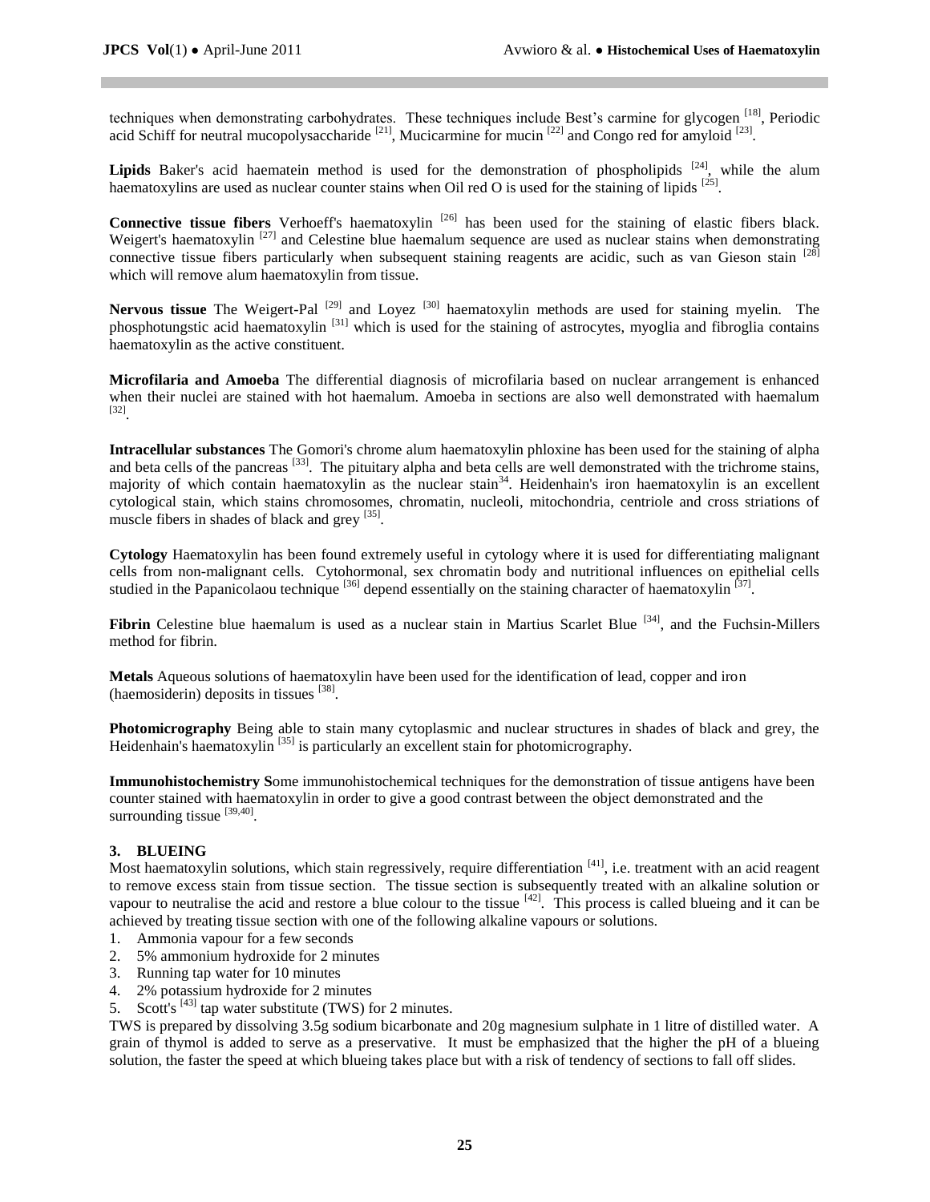techniques when demonstrating carbohydrates. These techniques include Best's carmine for glycogen [18], Periodic acid Schiff for neutral mucopolysaccharide [21], Mucicarmine for mucin [22] and Congo red for amyloid [23].

**Lipids** Baker's acid haematein method is used for the demonstration of phospholipids [24], while the alum haematoxylins are used as nuclear counter stains when Oil red O is used for the staining of lipids [25].

**Connective tissue fibers** Verhoeff's haematoxylin [26] has been used for the staining of elastic fibers black. Weigert's haematoxylin [27] and Celestine blue haemalum sequence are used as nuclear stains when demonstrating connective tissue fibers particularly when subsequent staining reagents are acidic, such as van Gieson stain [28] which will remove alum haematoxylin from tissue.

**Nervous tissue** The Weigert-Pal [29] and Loyez [30] haematoxylin methods are used for staining myelin. The phosphotungstic acid haematoxylin [31] which is used for the staining of astrocytes, myoglia and fibroglia contains haematoxylin as the active constituent.

**Microfilaria and Amoeba** The differential diagnosis of microfilaria based on nuclear arrangement is enhanced when their nuclei are stained with hot haemalum. Amoeba in sections are also well demonstrated with haemalum [32].

**Intracellular substances** The Gomori's chrome alum haematoxylin phloxine has been used for the staining of alpha and beta cells of the pancreas [33]. The pituitary alpha and beta cells are well demonstrated with the trichrome stains, majority of which contain haematoxylin as the nuclear stain[34]. Heidenhain's iron haematoxylin is an excellent cytological stain, which stains chromosomes, chromatin, nucleoli, mitochondria, centriole and cross striations of muscle fibers in shades of black and grey [35].

**Cytology** Haematoxylin has been found extremely useful in cytology where it is used for differentiating malignant cells from non-malignant cells. Cytohormonal, sex chromatin body and nutritional influences on epithelial cells studied in the Papanicolaou technique [36] depend essentially on the staining character of haematoxylin [37].

**Fibrin** Celestine blue haemalum is used as a nuclear stain in Martius Scarlet Blue [34], and the Fuchsin-Millers method for fibrin.

**Metals** Aqueous solutions of haematoxylin have been used for the identification of lead, copper and iron (haemosiderin) deposits in tissues [38].

**Photomicrography** Being able to stain many cytoplasmic and nuclear structures in shades of black and grey, the Heidenhain's haematoxylin [35] is particularly an excellent stain for photomicrography.

**Immunohistochemistry S**ome immunohistochemical techniques for the demonstration of tissue antigens have been counter stained with haematoxylin in order to give a good contrast between the object demonstrated and the surrounding tissue [39,40].

## 3. BLUEING

Most haematoxylin solutions, which stain regressively, require differentiation [41], i.e. treatment with an acid reagent to remove excess stain from tissue section. The tissue section is subsequently treated with an alkaline solution or vapour to neutralise the acid and restore a blue colour to the tissue [42]. This process is called blueing and it can be achieved by treating tissue section with one of the following alkaline vapours or solutions.

1. Ammonia vapour for a few seconds
2. 5% ammonium hydroxide for 2 minutes
3. Running tap water for 10 minutes
4. 2% potassium hydroxide for 2 minutes
5. Scott's [43] tap water substitute (TWS) for 2 minutes.

TWS is prepared by dissolving 3.5g sodium bicarbonate and 20g magnesium sulphate in 1 litre of distilled water. A grain of thymol is added to serve as a preservative. It must be emphasized that the higher the pH of a blueing solution, the faster the speed at which blueing takes place but with a risk of tendency of sections to fall off slides.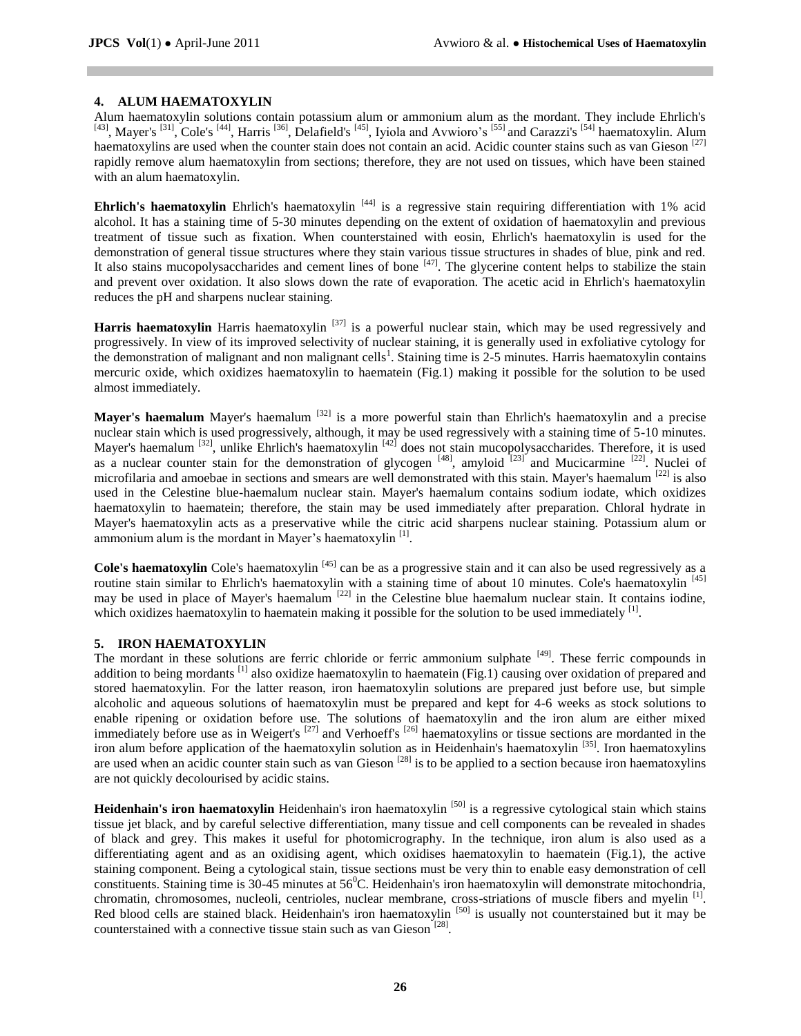## 4. ALUM HAEMATOXYLIN

Alum haematoxylin solutions contain potassium alum or ammonium alum as the mordant. They include Ehrlich's [43], Mayer's [31], Cole's [44], Harris [36], Delafield's [45], Iyiola and Avwioro's [55] and Carazzi's [54] haematoxylin. Alum haematoxylins are used when the counter stain does not contain an acid. Acidic counter stains such as van Gieson [27] rapidly remove alum haematoxylin from sections; therefore, they are not used on tissues, which have been stained with an alum haematoxylin.

**Ehrlich's haematoxylin** Ehrlich's haematoxylin [44] is a regressive stain requiring differentiation with 1% acid alcohol. It has a staining time of 5-30 minutes depending on the extent of oxidation of haematoxylin and previous treatment of tissue such as fixation. When counterstained with eosin, Ehrlich's haematoxylin is used for the demonstration of general tissue structures where they stain various tissue structures in shades of blue, pink and red. It also stains mucopolysaccharides and cement lines of bone [47]. The glycerine content helps to stabilize the stain and prevent over oxidation. It also slows down the rate of evaporation. The acetic acid in Ehrlich's haematoxylin reduces the pH and sharpens nuclear staining.

**Harris haematoxylin** Harris haematoxylin [37] is a powerful nuclear stain, which may be used regressively and progressively. In view of its improved selectivity of nuclear staining, it is generally used in exfoliative cytology for the demonstration of malignant and non malignant cells[1]. Staining time is 2-5 minutes. Harris haematoxylin contains mercuric oxide, which oxidizes haematoxylin to haematein (Fig.1) making it possible for the solution to be used almost immediately.

**Mayer's haemalum** Mayer's haemalum [32] is a more powerful stain than Ehrlich's haematoxylin and a precise nuclear stain which is used progressively, although, it may be used regressively with a staining time of 5-10 minutes. Mayer's haemalum [32], unlike Ehrlich's haematoxylin [42] does not stain mucopolysaccharides. Therefore, it is used as a nuclear counter stain for the demonstration of glycogen [48], amyloid [23] and Mucicarmine [22]. Nuclei of microfilaria and amoebae in sections and smears are well demonstrated with this stain. Mayer's haemalum [22] is also used in the Celestine blue-haemalum nuclear stain. Mayer's haemalum contains sodium iodate, which oxidizes haematoxylin to haematein; therefore, the stain may be used immediately after preparation. Chloral hydrate in Mayer's haematoxylin acts as a preservative while the citric acid sharpens nuclear staining. Potassium alum or ammonium alum is the mordant in Mayer's haematoxylin [1].

**Cole's haematoxylin** Cole's haematoxylin [45] can be as a progressive stain and it can also be used regressively as a routine stain similar to Ehrlich's haematoxylin with a staining time of about 10 minutes. Cole's haematoxylin [45] may be used in place of Mayer's haemalum [22] in the Celestine blue haemalum nuclear stain. It contains iodine, which oxidizes haematoxylin to haematein making it possible for the solution to be used immediately [1].

## 5. IRON HAEMATOXYLIN

The mordant in these solutions are ferric chloride or ferric ammonium sulphate [49]. These ferric compounds in addition to being mordants [1] also oxidize haematoxylin to haematein (Fig.1) causing over oxidation of prepared and stored haematoxylin. For the latter reason, iron haematoxylin solutions are prepared just before use, but simple alcoholic and aqueous solutions of haematoxylin must be prepared and kept for 4-6 weeks as stock solutions to enable ripening or oxidation before use. The solutions of haematoxylin and the iron alum are either mixed immediately before use as in Weigert's [27] and Verhoeff's [26] haematoxylins or tissue sections are mordanted in the iron alum before application of the haematoxylin solution as in Heidenhain's haematoxylin [35]. Iron haematoxylins are used when an acidic counter stain such as van Gieson [28] is to be applied to a section because iron haematoxylins are not quickly decolourised by acidic stains.

**Heidenhain's iron haematoxylin** Heidenhain's iron haematoxylin [50] is a regressive cytological stain which stains tissue jet black, and by careful selective differentiation, many tissue and cell components can be revealed in shades of black and grey. This makes it useful for photomicrography. In the technique, iron alum is also used as a differentiating agent and as an oxidising agent, which oxidises haematoxylin to haematein (Fig.1), the active staining component. Being a cytological stain, tissue sections must be very thin to enable easy demonstration of cell constituents. Staining time is 30-45 minutes at $56^0$C. Heidenhain's iron haematoxylin will demonstrate mitochondria, chromatin, chromosomes, nucleoli, centrioles, nuclear membrane, cross-striations of muscle fibers and myelin [1]. Red blood cells are stained black. Heidenhain's iron haematoxylin [50] is usually not counterstained but it may be counterstained with a connective tissue stain such as van Gieson [28].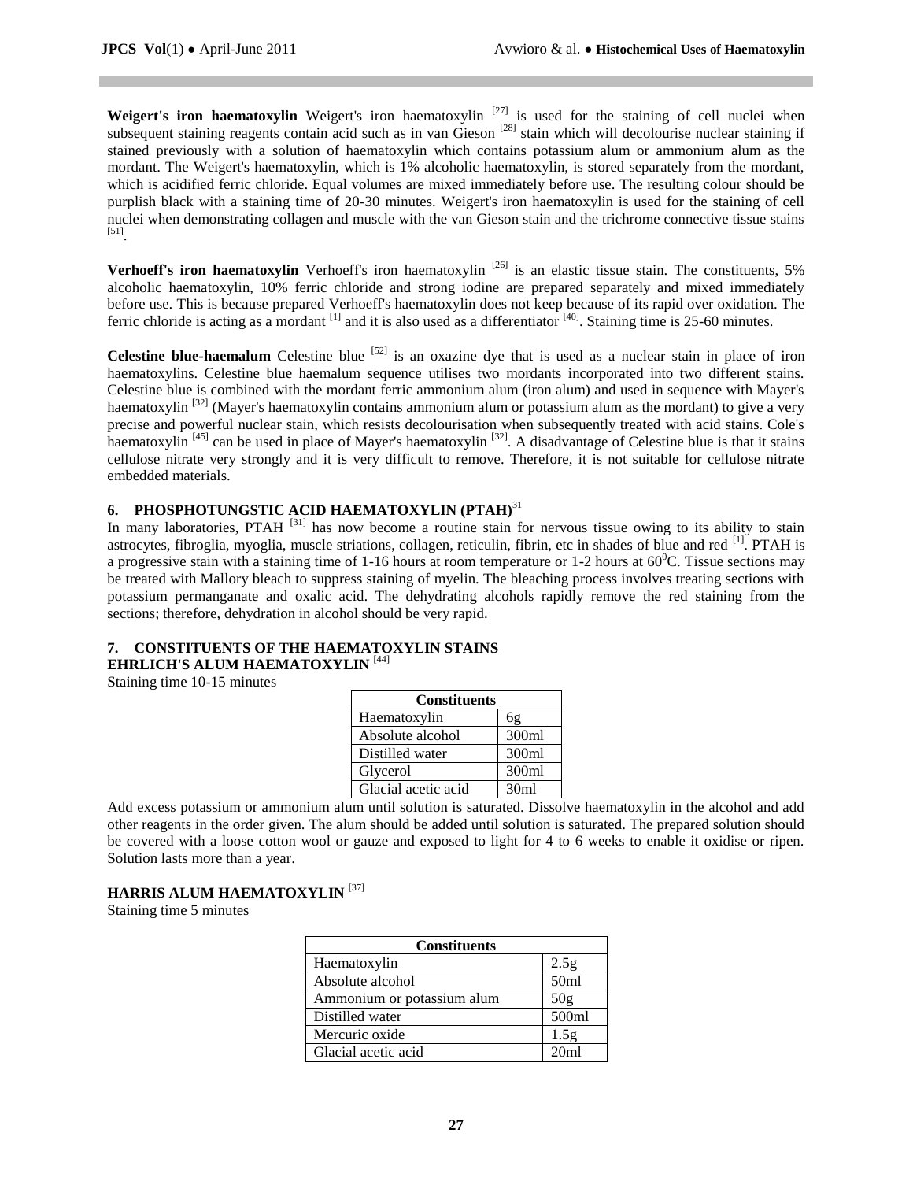**Weigert's iron haematoxylin** Weigert's iron haematoxylin [27] is used for the staining of cell nuclei when subsequent staining reagents contain acid such as in van Gieson [28] stain which will decolourise nuclear staining if stained previously with a solution of haematoxylin which contains potassium alum or ammonium alum as the mordant. The Weigert's haematoxylin, which is 1% alcoholic haematoxylin, is stored separately from the mordant, which is acidified ferric chloride. Equal volumes are mixed immediately before use. The resulting colour should be purplish black with a staining time of 20-30 minutes. Weigert's iron haematoxylin is used for the staining of cell nuclei when demonstrating collagen and muscle with the van Gieson stain and the trichrome connective tissue stains [51].

**Verhoeff's iron haematoxylin** Verhoeff's iron haematoxylin [26] is an elastic tissue stain. The constituents, 5% alcoholic haematoxylin, 10% ferric chloride and strong iodine are prepared separately and mixed immediately before use. This is because prepared Verhoeff's haematoxylin does not keep because of its rapid over oxidation. The ferric chloride is acting as a mordant [1] and it is also used as a differentiator [40]. Staining time is 25-60 minutes.

**Celestine blue-haemalum** Celestine blue [52] is an oxazine dye that is used as a nuclear stain in place of iron haematoxylins. Celestine blue haemalum sequence utilises two mordants incorporated into two different stains. Celestine blue is combined with the mordant ferric ammonium alum (iron alum) and used in sequence with Mayer's haematoxylin [32] (Mayer's haematoxylin contains ammonium alum or potassium alum as the mordant) to give a very precise and powerful nuclear stain, which resists decolourisation when subsequently treated with acid stains. Cole's haematoxylin [45] can be used in place of Mayer's haematoxylin [32]. A disadvantage of Celestine blue is that it stains cellulose nitrate very strongly and it is very difficult to remove. Therefore, it is not suitable for cellulose nitrate embedded materials.

## 6. PHOSPHOTUNGSTIC ACID HAEMATOXYLIN (PTAH)[31]

In many laboratories, PTAH [31] has now become a routine stain for nervous tissue owing to its ability to stain astrocytes, fibroglia, myoglia, muscle striations, collagen, reticulin, fibrin, etc in shades of blue and red [1]. PTAH is a progressive stain with a staining time of 1-16 hours at room temperature or 1-2 hours at $60^0$C. Tissue sections may be treated with Mallory bleach to suppress staining of myelin. The bleaching process involves treating sections with potassium permanganate and oxalic acid. The dehydrating alcohols rapidly remove the red staining from the sections; therefore, dehydration in alcohol should be very rapid.

## 7. CONSTITUENTS OF THE HAEMATOXYLIN STAINS

### EHRLICH'S ALUM HAEMATOXYLIN [44]

Staining time 10-15 minutes

| Constituents | |
|---|---|
| Haematoxylin | 6g |
| Absolute alcohol | 300ml |
| Distilled water | 300ml |
| Glycerol | 300ml |
| Glacial acetic acid | 30ml |

Add excess potassium or ammonium alum until solution is saturated. Dissolve haematoxylin in the alcohol and add other reagents in the order given. The alum should be added until solution is saturated. The prepared solution should be covered with a loose cotton wool or gauze and exposed to light for 4 to 6 weeks to enable it oxidise or ripen. Solution lasts more than a year.

### HARRIS ALUM HAEMATOXYLIN [37]

Staining time 5 minutes

| Constituents | |
|---|---|
| Haematoxylin | 2.5g |
| Absolute alcohol | 50ml |
| Ammonium or potassium alum | 50g |
| Distilled water | 500ml |
| Mercuric oxide | 1.5g |
| Glacial acetic acid | 20ml |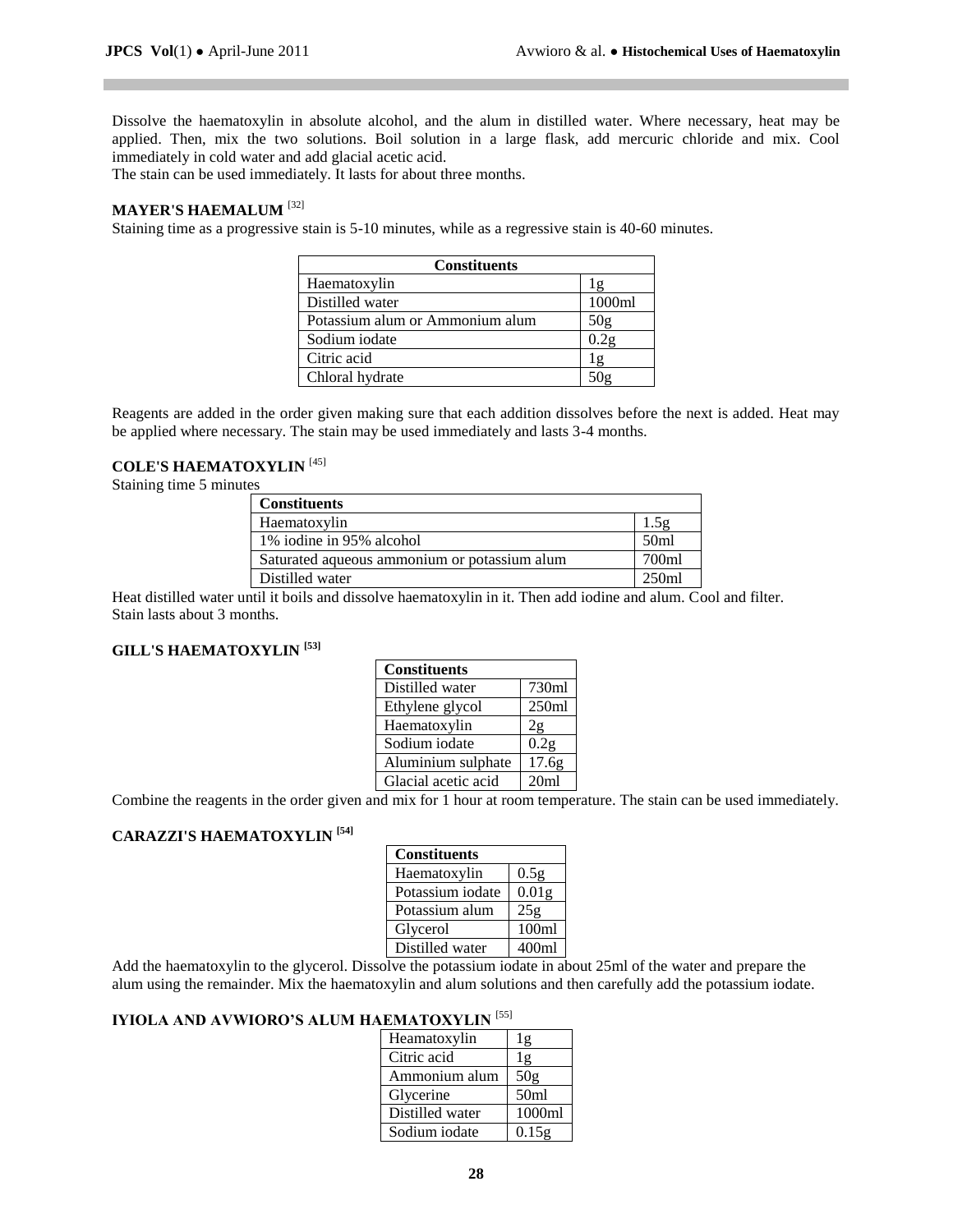Dissolve the haematoxylin in absolute alcohol, and the alum in distilled water. Where necessary, heat may be applied. Then, mix the two solutions. Boil solution in a large flask, add mercuric chloride and mix. Cool immediately in cold water and add glacial acetic acid.

The stain can be used immediately. It lasts for about three months.

### MAYER'S HAEMALUM [32]

Staining time as a progressive stain is 5-10 minutes, while as a regressive stain is 40-60 minutes.

| Constituents | |
|---|---|
| Haematoxylin | 1g |
| Distilled water | 1000ml |
| Potassium alum or Ammonium alum | 50g |
| Sodium iodate | 0.2g |
| Citric acid | 1g |
| Chloral hydrate | 50g |

Reagents are added in the order given making sure that each addition dissolves before the next is added. Heat may be applied where necessary. The stain may be used immediately and lasts 3-4 months.

### COLE'S HAEMATOXYLIN [45]

Staining time 5 minutes

| Constituents | |
|---|---|
| Haematoxylin | 1.5g |
| 1% iodine in 95% alcohol | 50ml |
| Saturated aqueous ammonium or potassium alum | 700ml |
| Distilled water | 250ml |

Heat distilled water until it boils and dissolve haematoxylin in it. Then add iodine and alum. Cool and filter.
Stain lasts about 3 months.

### GILL'S HAEMATOXYLIN [53]

| Constituents | |
|---|---|
| Distilled water | 730ml |
| Ethylene glycol | 250ml |
| Haematoxylin | 2g |
| Sodium iodate | 0.2g |
| Aluminium sulphate | 17.6g |
| Glacial acetic acid | 20ml |

Combine the reagents in the order given and mix for 1 hour at room temperature. The stain can be used immediately.

### CARAZZI'S HAEMATOXYLIN [54]

| Constituents | |
|---|---|
| Haematoxylin | 0.5g |
| Potassium iodate | 0.01g |
| Potassium alum | 25g |
| Glycerol | 100ml |
| Distilled water | 400ml |

Add the haematoxylin to the glycerol. Dissolve the potassium iodate in about 25ml of the water and prepare the alum using the remainder. Mix the haematoxylin and alum solutions and then carefully add the potassium iodate.

### IYIOLA AND AVWIORO'S ALUM HAEMATOXYLIN [55]

| | |
|---|---|
| Heamatoxylin | 1g |
| Citric acid | 1g |
| Ammonium alum | 50g |
| Glycerine | 50ml |
| Distilled water | 1000ml |
| Sodium iodate | 0.15g |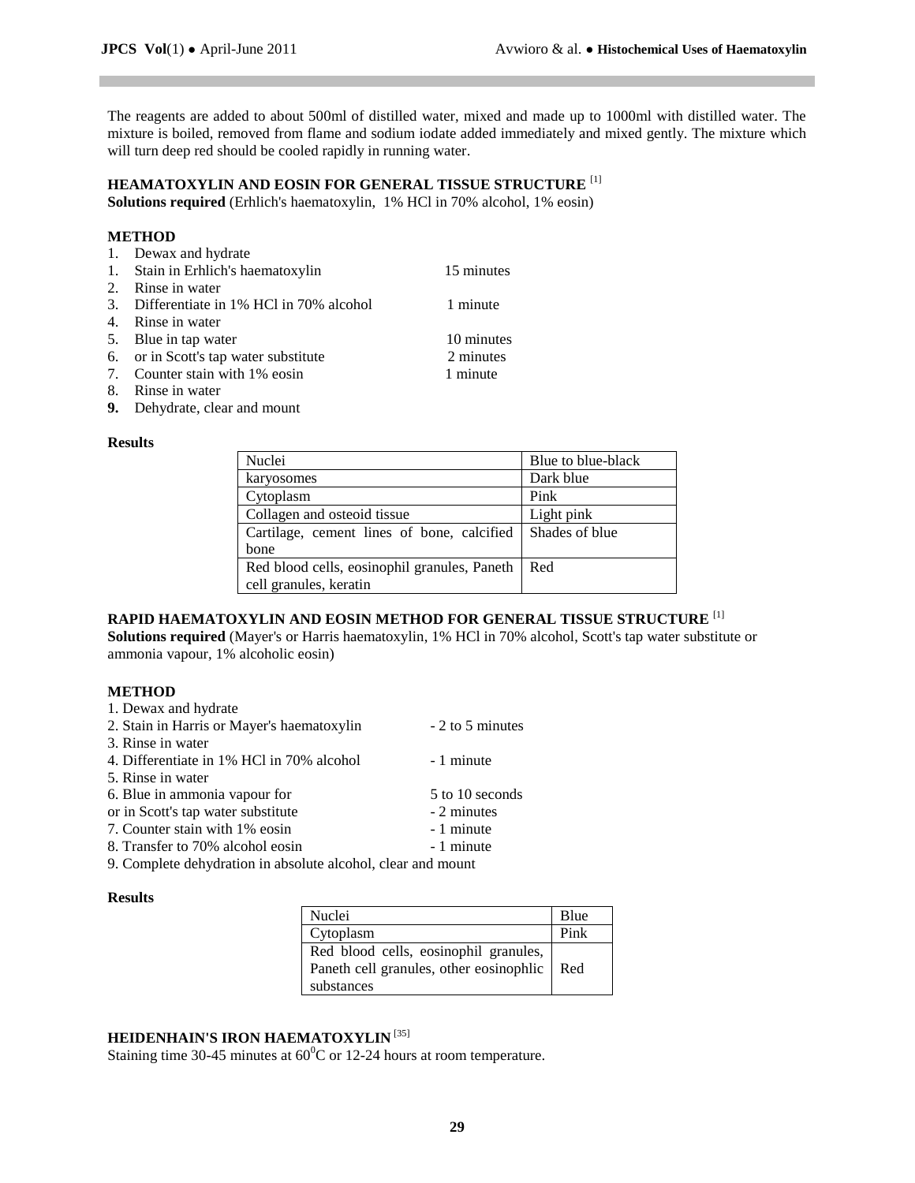The reagents are added to about 500ml of distilled water, mixed and made up to 1000ml with distilled water. The mixture is boiled, removed from flame and sodium iodate added immediately and mixed gently. The mixture which will turn deep red should be cooled rapidly in running water.

### HEAMATOXYLIN AND EOSIN FOR GENERAL TISSUE STRUCTURE [1]

**Solutions required** (Erhlich's haematoxylin, 1% HCl in 70% alcohol, 1% eosin)

#### METHOD

1. Dewax and hydrate
1. Stain in Erhlich's haematoxylin 15 minutes
2. Rinse in water
3. Differentiate in 1% HCl in 70% alcohol 1 minute
4. Rinse in water
5. Blue in tap water 10 minutes
6. or in Scott's tap water substitute 2 minutes
7. Counter stain with 1% eosin 1 minute
8. Rinse in water
9. **Dehydrate, clear and mount**

#### Results

| Nuclei | Blue to blue-black |
|---|---|
| karyosomes | Dark blue |
| Cytoplasm | Pink |
| Collagen and osteoid tissue | Light pink |
| Cartilage, cement lines of bone, calcified bone | Shades of blue |
| Red blood cells, eosinophil granules, Paneth cell granules, keratin | Red |

### RAPID HAEMATOXYLIN AND EOSIN METHOD FOR GENERAL TISSUE STRUCTURE [1]

**Solutions required** (Mayer's or Harris haematoxylin, 1% HCl in 70% alcohol, Scott's tap water substitute or ammonia vapour, 1% alcoholic eosin)

#### METHOD

1. Dewax and hydrate
2. Stain in Harris or Mayer's haematoxylin - 2 to 5 minutes
3. Rinse in water
4. Differentiate in 1% HCl in 70% alcohol - 1 minute
5. Rinse in water
6. Blue in ammonia vapour for 5 to 10 seconds
or in Scott's tap water substitute - 2 minutes
7. Counter stain with 1% eosin - 1 minute
8. Transfer to 70% alcohol eosin - 1 minute
9. Complete dehydration in absolute alcohol, clear and mount

#### Results

| Nuclei | Blue |
|---|---|
| Cytoplasm | Pink |
| Red blood cells, eosinophil granules, Paneth cell granules, other eosinophlic substances | Red |

### HEIDENHAIN'S IRON HAEMATOXYLIN [35]

Staining time 30-45 minutes at $60^0$C or 12-24 hours at room temperature.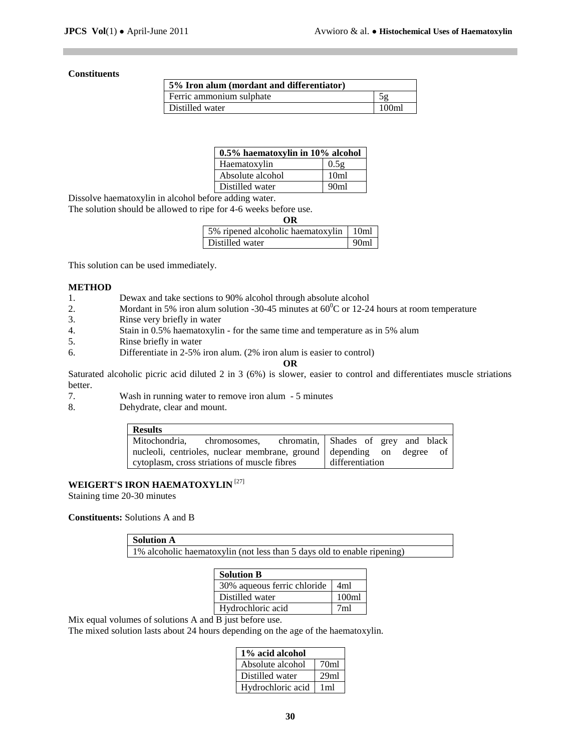**Constituents**

| 5% Iron alum (mordant and differentiator) | |
|---|---|
| Ferric ammonium sulphate | 5g |
| Distilled water | 100ml |

| 0.5% haematoxylin in 10% alcohol | |
|---|---|
| Haematoxylin | 0.5g |
| Absolute alcohol | 10ml |
| Distilled water | 90ml |

Dissolve haematoxylin in alcohol before adding water.
The solution should be allowed to ripe for 4-6 weeks before use.

**OR**

| 5% ripened alcoholic haematoxylin | 10ml |
|---|---|
| Distilled water | 90ml |

This solution can be used immediately.

**METHOD**

1. Dewax and take sections to 90% alcohol through absolute alcohol
2. Mordant in 5% iron alum solution -30-45 minutes at $60^0$C or 12-24 hours at room temperature
3. Rinse very briefly in water
4. Stain in 0.5% haematoxylin - for the same time and temperature as in 5% alum
5. Rinse briefly in water
6. Differentiate in 2-5% iron alum. (2% iron alum is easier to control)

**OR**

Saturated alcoholic picric acid diluted 2 in 3 (6%) is slower, easier to control and differentiates muscle striations better.

7. Wash in running water to remove iron alum - 5 minutes
8. Dehydrate, clear and mount.

| Results | |
|---|---|
| Mitochondria, chromosomes, chromatin, nucleoli, centrioles, nuclear membrane, ground cytoplasm, cross striations of muscle fibres | Shades of grey and black depending on degree of differentiation |

**WEIGERT'S IRON HAEMATOXYLIN** [27]

Staining time 20-30 minutes

**Constituents:** Solutions A and B

| Solution A |
|---|
| 1% alcoholic haematoxylin (not less than 5 days old to enable ripening) |

| Solution B | |
|---|---|
| 30% aqueous ferric chloride | 4ml |
| Distilled water | 100ml |
| Hydrochloric acid | 7ml |

Mix equal volumes of solutions A and B just before use.
The mixed solution lasts about 24 hours depending on the age of the haematoxylin.

| 1% acid alcohol | |
|---|---|
| Absolute alcohol | 70ml |
| Distilled water | 29ml |
| Hydrochloric acid | 1ml |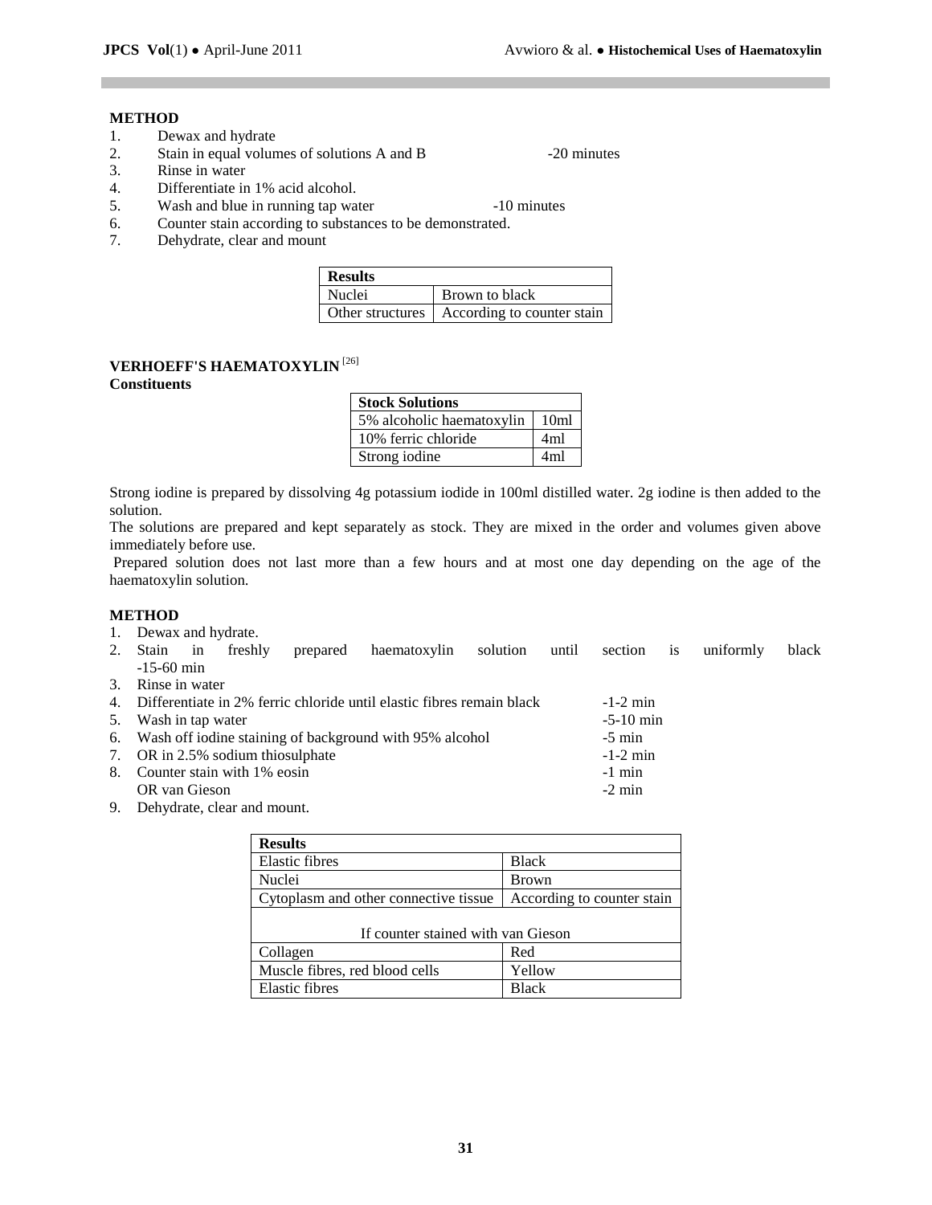**METHOD**

1. Dewax and hydrate
2. Stain in equal volumes of solutions A and B -20 minutes
3. Rinse in water
4. Differentiate in 1% acid alcohol.
5. Wash and blue in running tap water -10 minutes
6. Counter stain according to substances to be demonstrated.
7. Dehydrate, clear and mount

| Results | |
|---|---|
| Nuclei | Brown to black |
| Other structures | According to counter stain |

## VERHOEFF'S HAEMATOXYLIN [26]

**Constituents**

| Stock Solutions | |
|---|---|
| 5% alcoholic haematoxylin | 10ml |
| 10% ferric chloride | 4ml |
| Strong iodine | 4ml |

Strong iodine is prepared by dissolving 4g potassium iodide in 100ml distilled water. 2g iodine is then added to the solution.

The solutions are prepared and kept separately as stock. They are mixed in the order and volumes given above immediately before use.

Prepared solution does not last more than a few hours and at most one day depending on the age of the haematoxylin solution.

**METHOD**

1. Dewax and hydrate.
2. Stain in freshly prepared haematoxylin solution until section is uniformly black -15-60 min
3. Rinse in water
4. Differentiate in 2% ferric chloride until elastic fibres remain black -1-2 min
5. Wash in tap water -5-10 min
6. Wash off iodine staining of background with 95% alcohol -5 min
7. OR in 2.5% sodium thiosulphate -1-2 min
8. Counter stain with 1% eosin -1 min
   OR van Gieson -2 min
9. Dehydrate, clear and mount.

| Results | |
|---|---|
| Elastic fibres | Black |
| Nuclei | Brown |
| Cytoplasm and other connective tissue | According to counter stain |
| If counter stained with van Gieson | |
| Collagen | Red |
| Muscle fibres, red blood cells | Yellow |
| Elastic fibres | Black |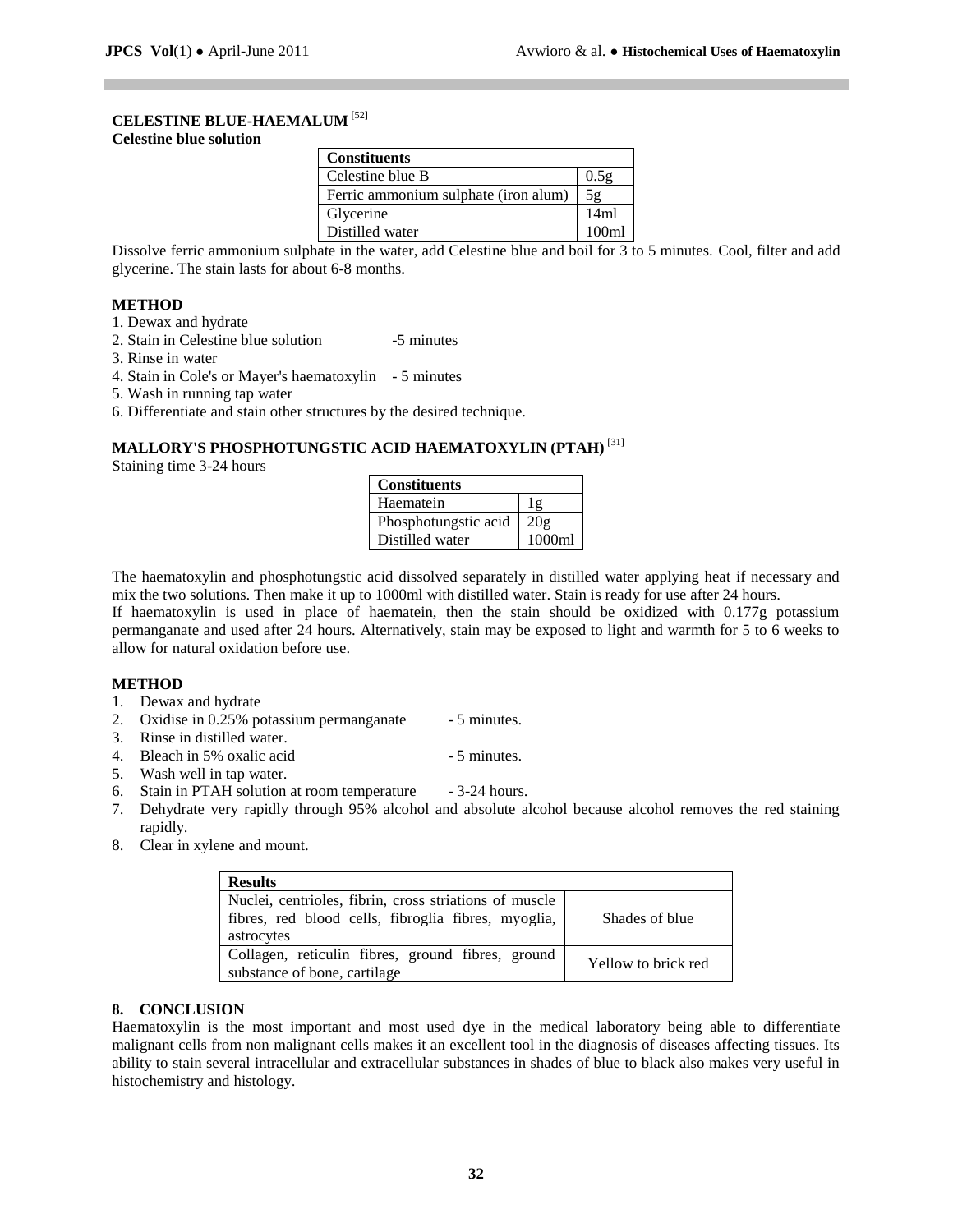### CELESTINE BLUE-HAEMALUM [52]

**Celestine blue solution**

| Constituents | |
|---|---|
| Celestine blue B | 0.5g |
| Ferric ammonium sulphate (iron alum) | 5g |
| Glycerine | 14ml |
| Distilled water | 100ml |

Dissolve ferric ammonium sulphate in the water, add Celestine blue and boil for 3 to 5 minutes. Cool, filter and add glycerine. The stain lasts for about 6-8 months.

#### METHOD

1. Dewax and hydrate
2. Stain in Celestine blue solution -5 minutes
3. Rinse in water
4. Stain in Cole's or Mayer's haematoxylin - 5 minutes
5. Wash in running tap water
6. Differentiate and stain other structures by the desired technique.

### MALLORY'S PHOSPHOTUNGSTIC ACID HAEMATOXYLIN (PTAH) [31]

Staining time 3-24 hours

| Constituents | |
|---|---|
| Haematein | 1g |
| Phosphotungstic acid | 20g |
| Distilled water | 1000ml |

The haematoxylin and phosphotungstic acid dissolved separately in distilled water applying heat if necessary and mix the two solutions. Then make it up to 1000ml with distilled water. Stain is ready for use after 24 hours.
If haematoxylin is used in place of haematein, then the stain should be oxidized with 0.177g potassium permanganate and used after 24 hours. Alternatively, stain may be exposed to light and warmth for 5 to 6 weeks to allow for natural oxidation before use.

#### METHOD

1. Dewax and hydrate
2. Oxidise in 0.25% potassium permanganate - 5 minutes.
3. Rinse in distilled water.
4. Bleach in 5% oxalic acid - 5 minutes.
5. Wash well in tap water.
6. Stain in PTAH solution at room temperature - 3-24 hours.
7. Dehydrate very rapidly through 95% alcohol and absolute alcohol because alcohol removes the red staining rapidly.
8. Clear in xylene and mount.

| Results | |
|---|---|
| Nuclei, centrioles, fibrin, cross striations of muscle fibres, red blood cells, fibroglia fibres, myoglia, astrocytes | Shades of blue |
| Collagen, reticulin fibres, ground fibres, ground substance of bone, cartilage | Yellow to brick red |

## 8. CONCLUSION

Haematoxylin is the most important and most used dye in the medical laboratory being able to differentiate malignant cells from non malignant cells makes it an excellent tool in the diagnosis of diseases affecting tissues. Its ability to stain several intracellular and extracellular substances in shades of blue to black also makes very useful in histochemistry and histology.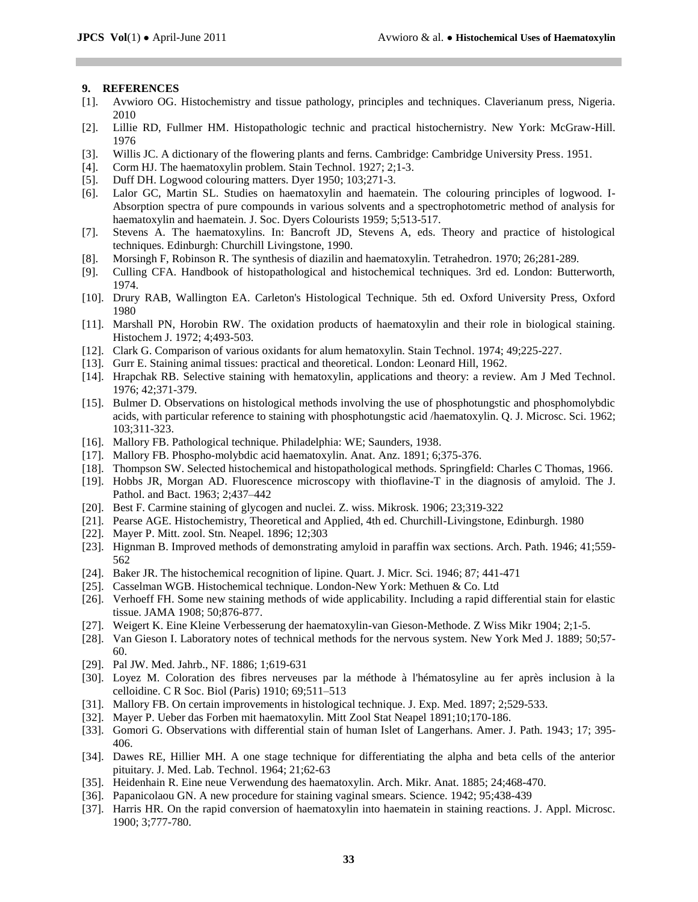## 9. REFERENCES

[1]. Avwioro OG. Histochemistry and tissue pathology, principles and techniques. Claverianum press, Nigeria. 2010

[2]. Lillie RD, Fullmer HM. Histopathologic technic and practical histochernistry. New York: McGraw-Hill. 1976

[3]. Willis JC. A dictionary of the flowering plants and ferns. Cambridge: Cambridge University Press. 1951.

[4]. Corm HJ. The haematoxylin problem. Stain Technol. 1927; 2;1-3.

[5]. Duff DH. Logwood colouring matters. Dyer 1950; 103;271-3.

[6]. Lalor GC, Martin SL. Studies on haematoxylin and haematein. The colouring principles of logwood. I-Absorption spectra of pure compounds in various solvents and a spectrophotometric method of analysis for haematoxylin and haematein. J. Soc. Dyers Colourists 1959; 5;513-517.

[7]. Stevens A. The haematoxylins. In: Bancroft JD, Stevens A, eds. Theory and practice of histological techniques. Edinburgh: Churchill Livingstone, 1990.

[8]. Morsingh F, Robinson R. The synthesis of diazilin and haematoxylin. Tetrahedron. 1970; 26;281-289.

[9]. Culling CFA. Handbook of histopathological and histochemical techniques. 3rd ed. London: Butterworth, 1974.

[10]. Drury RAB, Wallington EA. Carleton's Histological Technique. 5th ed. Oxford University Press, Oxford 1980

[11]. Marshall PN, Horobin RW. The oxidation products of haematoxylin and their role in biological staining. Histochem J. 1972; 4;493-503.

[12]. Clark G. Comparison of various oxidants for alum hematoxylin. Stain Technol. 1974; 49;225-227.

[13]. Gurr E. Staining animal tissues: practical and theoretical. London: Leonard Hill, 1962.

[14]. Hrapchak RB. Selective staining with hematoxylin, applications and theory: a review. Am J Med Technol. 1976; 42;371-379.

[15]. Bulmer D. Observations on histological methods involving the use of phosphotungstic and phosphomolybdic acids, with particular reference to staining with phosphotungstic acid /haematoxylin. Q. J. Microsc. Sci. 1962; 103;311-323.

[16]. Mallory FB. Pathological technique. Philadelphia: WE; Saunders, 1938.

[17]. Mallory FB. Phospho-molybdic acid haematoxylin. Anat. Anz. 1891; 6;375-376.

[18]. Thompson SW. Selected histochemical and histopathological methods. Springfield: Charles C Thomas, 1966.

[19]. Hobbs JR, Morgan AD. Fluorescence microscopy with thioflavine-T in the diagnosis of amyloid. The J. Pathol. and Bact. 1963; 2;437–442

[20]. Best F. Carmine staining of glycogen and nuclei. Z. wiss. Mikrosk. 1906; 23;319-322

[21]. Pearse AGE. Histochemistry, Theoretical and Applied, 4th ed. Churchill-Livingstone, Edinburgh. 1980

[22]. Mayer P. Mitt. zool. Stn. Neapel. 1896; 12;303

[23]. Hignman B. Improved methods of demonstrating amyloid in paraffin wax sections. Arch. Path. 1946; 41;559-562

[24]. Baker JR. The histochemical recognition of lipine. Quart. J. Micr. Sci. 1946; 87; 441-471

[25]. Casselman WGB. Histochemical technique. London-New York: Methuen & Co. Ltd

[26]. Verhoeff FH. Some new staining methods of wide applicability. Including a rapid differential stain for elastic tissue. JAMA 1908; 50;876-877.

[27]. Weigert K. Eine Kleine Verbesserung der haematoxylin-van Gieson-Methode. Z Wiss Mikr 1904; 2;1-5.

[28]. Van Gieson I. Laboratory notes of technical methods for the nervous system. New York Med J. 1889; 50;57-60.

[29]. Pal JW. Med. Jahrb., NF. 1886; 1;619-631

[30]. Loyez M. Coloration des fibres nerveuses par la méthode à l'hématosyline au fer après inclusion à la celloidine. C R Soc. Biol (Paris) 1910; 69;511–513

[31]. Mallory FB. On certain improvements in histological technique. J. Exp. Med. 1897; 2;529-533.

[32]. Mayer P. Ueber das Forben mit haematoxylin. Mitt Zool Stat Neapel 1891;10;170-186.

[33]. Gomori G. Observations with differential stain of human Islet of Langerhans. Amer. J. Path. 1943; 17; 395-406.

[34]. Dawes RE, Hillier MH. A one stage technique for differentiating the alpha and beta cells of the anterior pituitary. J. Med. Lab. Technol. 1964; 21;62-63

[35]. Heidenhain R. Eine neue Verwendung des haematoxylin. Arch. Mikr. Anat. 1885; 24;468-470.

[36]. Papanicolaou GN. A new procedure for staining vaginal smears. Science. 1942; 95;438-439

[37]. Harris HR. On the rapid conversion of haematoxylin into haematein in staining reactions. J. Appl. Microsc. 1900; 3;777-780.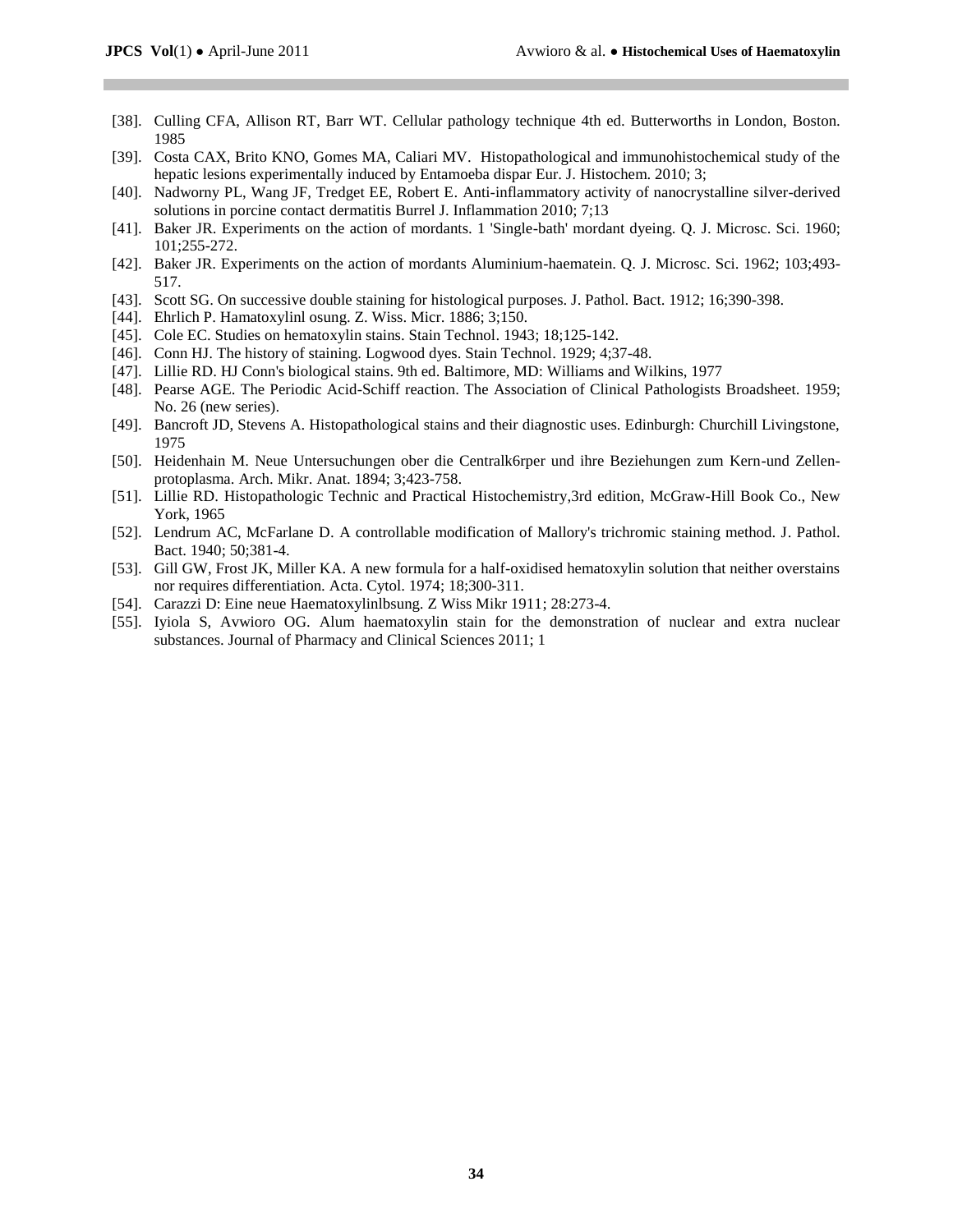[38]. Culling CFA, Allison RT, Barr WT. Cellular pathology technique 4th ed. Butterworths in London, Boston. 1985

[39]. Costa CAX, Brito KNO, Gomes MA, Caliari MV. Histopathological and immunohistochemical study of the hepatic lesions experimentally induced by Entamoeba dispar Eur. J. Histochem. 2010; 3;

[40]. Nadworny PL, Wang JF, Tredget EE, Robert E. Anti-inflammatory activity of nanocrystalline silver-derived solutions in porcine contact dermatitis Burrel J. Inflammation 2010; 7;13

[41]. Baker JR. Experiments on the action of mordants. 1 'Single-bath' mordant dyeing. Q. J. Microsc. Sci. 1960; 101;255-272.

[42]. Baker JR. Experiments on the action of mordants Aluminium-haematein. Q. J. Microsc. Sci. 1962; 103;493-517.

[43]. Scott SG. On successive double staining for histological purposes. J. Pathol. Bact. 1912; 16;390-398.

[44]. Ehrlich P. Hamatoxylinl osung. Z. Wiss. Micr. 1886; 3;150.

[45]. Cole EC. Studies on hematoxylin stains. Stain Technol. 1943; 18;125-142.

[46]. Conn HJ. The history of staining. Logwood dyes. Stain Technol. 1929; 4;37-48.

[47]. Lillie RD. HJ Conn's biological stains. 9th ed. Baltimore, MD: Williams and Wilkins, 1977

[48]. Pearse AGE. The Periodic Acid-Schiff reaction. The Association of Clinical Pathologists Broadsheet. 1959; No. 26 (new series).

[49]. Bancroft JD, Stevens A. Histopathological stains and their diagnostic uses. Edinburgh: Churchill Livingstone, 1975

[50]. Heidenhain M. Neue Untersuchungen ober die Centralk6rper und ihre Beziehungen zum Kern-und Zellen-protoplasma. Arch. Mikr. Anat. 1894; 3;423-758.

[51]. Lillie RD. Histopathologic Technic and Practical Histochemistry,3rd edition, McGraw-Hill Book Co., New York, 1965

[52]. Lendrum AC, McFarlane D. A controllable modification of Mallory's trichromic staining method. J. Pathol. Bact. 1940; 50;381-4.

[53]. Gill GW, Frost JK, Miller KA. A new formula for a half-oxidised hematoxylin solution that neither overstains nor requires differentiation. Acta. Cytol. 1974; 18;300-311.

[54]. Carazzi D: Eine neue Haematoxylinlbsung. Z Wiss Mikr 1911; 28:273-4.

[55]. Iyiola S, Avwioro OG. Alum haematoxylin stain for the demonstration of nuclear and extra nuclear substances. Journal of Pharmacy and Clinical Sciences 2011; 1